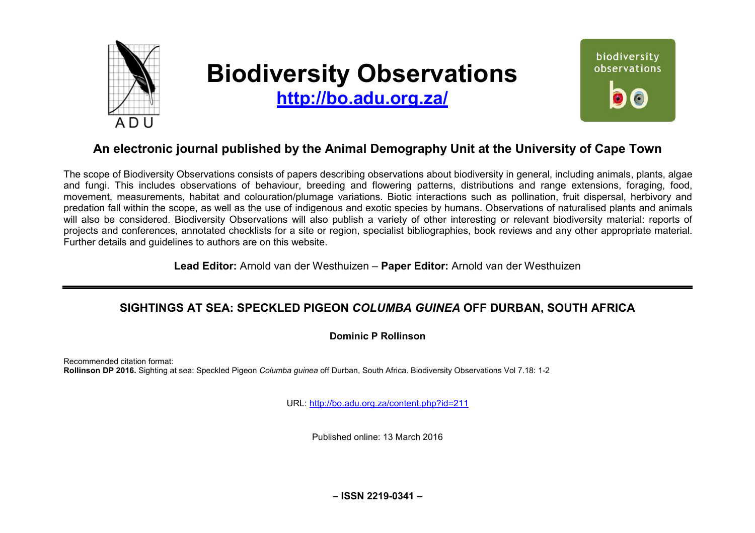# Biodiversity Observations

**http://bo.adu.org.za/**

## An electronic journal published by the Animal Demography Unit at the University of Cape Town

The scope of Biodiversity Observations consists of papers describing observations about biodiversity in general, including animals, plants, algae and fungi. This includes observations of behaviour, breeding and flowering patterns, distributions and range extensions, foraging, food, movement, measurements, habitat and colouration/plumage variations. Biotic interactions such as pollination, fruit dispersal, herbivory and predation fall within the scope, as well as the use of indigenous and exotic species by humans. Observations of naturalised plants and animals will also be considered. Biodiversity Observations will also publish a variety of other interesting or relevant biodiversity material: reports of projects and conferences, annotated checklists for a site or region, specialist bibliographies, book reviews and any other appropriate material. Further details and guidelines to authors are on this website.

**Lead Editor:** Arnold van der Westhuizen – **Paper Editor:** Arnold van der Westhuizen

---

## SIGHTINGS AT SEA: SPECKLED PIGEON *COLUMBA GUINEA* OFF DURBAN, SOUTH AFRICA

**Dominic P Rollinson**

Recommended citation format:
**Rollinson DP 2016.** Sighting at sea: Speckled Pigeon *Columba guinea* off Durban, South Africa. Biodiversity Observations Vol 7.18: 1-2

URL: http://bo.adu.org.za/content.php?id=211

Published online: 13 March 2016

**– ISSN 2219-0341 –**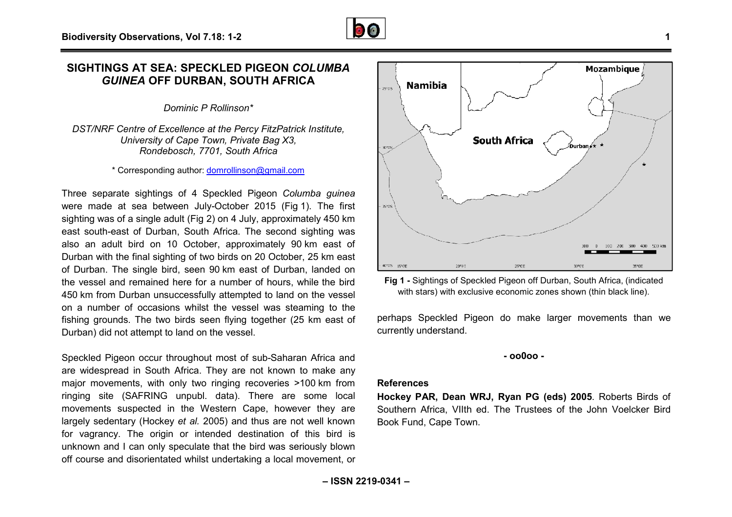# SIGHTINGS AT SEA: SPECKLED PIGEON *COLUMBA GUINEA* OFF DURBAN, SOUTH AFRICA

*Dominic P Rollinson\**

*DST/NRF Centre of Excellence at the Percy FitzPatrick Institute, University of Cape Town, Private Bag X3, Rondebosch, 7701, South Africa*

\* Corresponding author: domrollinson@gmail.com

Three separate sightings of 4 Speckled Pigeon *Columba guinea* were made at sea between July-October 2015 (Fig 1). The first sighting was of a single adult (Fig 2) on 4 July, approximately 450 km east south-east of Durban, South Africa. The second sighting was also an adult bird on 10 October, approximately 90 km east of Durban with the final sighting of two birds on 20 October, 25 km east of Durban. The single bird, seen 90 km east of Durban, landed on the vessel and remained here for a number of hours, while the bird 450 km from Durban unsuccessfully attempted to land on the vessel on a number of occasions whilst the vessel was steaming to the fishing grounds. The two birds seen flying together (25 km east of Durban) did not attempt to land on the vessel.

Speckled Pigeon occur throughout most of sub-Saharan Africa and are widespread in South Africa. They are not known to make any major movements, with only two ringing recoveries >100 km from ringing site (SAFRING unpubl. data). There are some local movements suspected in the Western Cape, however they are largely sedentary (Hockey *et al.* 2005) and thus are not well known for vagrancy. The origin or intended destination of this bird is unknown and I can only speculate that the bird was seriously blown off course and disorientated whilst undertaking a local movement, or perhaps Speckled Pigeon do make larger movements than we currently understand.

**Fig 1 -** Sightings of Speckled Pigeon off Durban, South Africa, (indicated with stars) with exclusive economic zones shown (thin black line).

**- oo0oo -**

## References

**Hockey PAR, Dean WRJ, Ryan PG (eds) 2005**. Roberts Birds of Southern Africa, VIIth ed. The Trustees of the John Voelcker Bird Book Fund, Cape Town.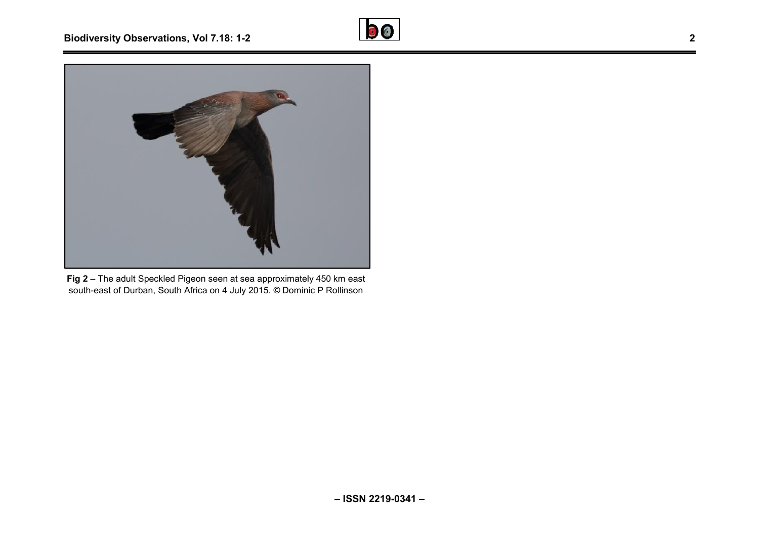**Fig 2** – The adult Speckled Pigeon seen at sea approximately 450 km east south-east of Durban, South Africa on 4 July 2015. © Dominic P Rollinson